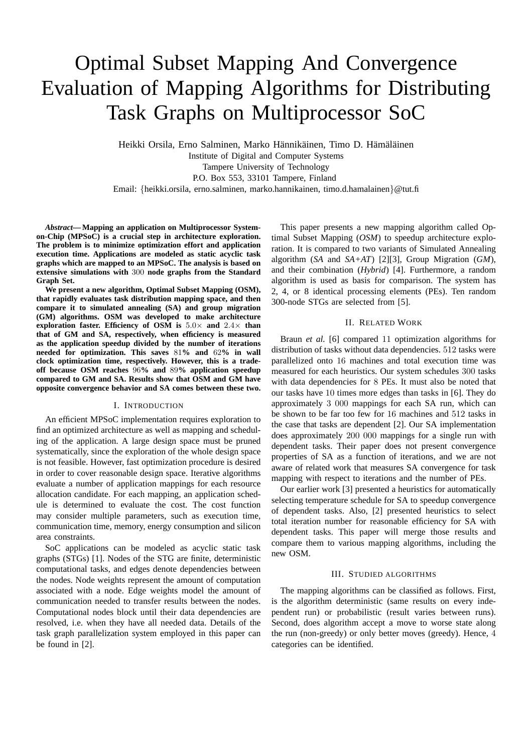// Optimal Subset Mapping And Convergence Evaluation of Mapping Algorithms for Distributing Task Graphs on Multiprocessor SoC

Heikki Orsila, Erno Salminen, Marko Hännikäinen, Timo D. Hämäläinen
Institute of Digital and Computer Systems
Tampere University of Technology
P.O. Box 553, 33101 Tampere, Finland
Email: {heikki.orsila, erno.salminen, marko.hannikainen, timo.d.hamalainen}@tut.fi

***Abstract*— Mapping an application on Multiprocessor System-on-Chip (MPSoC) is a crucial step in architecture exploration. The problem is to minimize optimization effort and application execution time. Applications are modeled as static acyclic task graphs which are mapped to an MPSoC. The analysis is based on extensive simulations with 300 node graphs from the Standard Graph Set.**

**We present a new algorithm, Optimal Subset Mapping (OSM), that rapidly evaluates task distribution mapping space, and then compare it to simulated annealing (SA) and group migration (GM) algorithms. OSM was developed to make architecture exploration faster. Efficiency of OSM is $5.0\times$ and $2.4\times$ than that of GM and SA, respectively, when efficiency is measured as the application speedup divided by the number of iterations needed for optimization. This saves 81% and 62% in wall clock optimization time, respectively. However, this is a trade-off because OSM reaches 96% and 89% application speedup compared to GM and SA. Results show that OSM and GM have opposite convergence behavior and SA comes between these two.**

## I. Introduction

An efficient MPSoC implementation requires exploration to find an optimized architecture as well as mapping and scheduling of the application. A large design space must be pruned systematically, since the exploration of the whole design space is not feasible. However, fast optimization procedure is desired in order to cover reasonable design space. Iterative algorithms evaluate a number of application mappings for each resource allocation candidate. For each mapping, an application schedule is determined to evaluate the cost. The cost function may consider multiple parameters, such as execution time, communication time, memory, energy consumption and silicon area constraints.

SoC applications can be modeled as acyclic static task graphs (STGs) [1]. Nodes of the STG are finite, deterministic computational tasks, and edges denote dependencies between the nodes. Node weights represent the amount of computation associated with a node. Edge weights model the amount of communication needed to transfer results between the nodes. Computational nodes block until their data dependencies are resolved, i.e. when they have all needed data. Details of the task graph parallelization system employed in this paper can be found in [2].

This paper presents a new mapping algorithm called Optimal Subset Mapping (*OSM*) to speedup architecture exploration. It is compared to two variants of Simulated Annealing algorithm (*SA* and *SA+AT*) [2][3], Group Migration (*GM*), and their combination (*Hybrid*) [4]. Furthermore, a random algorithm is used as basis for comparison. The system has 2, 4, or 8 identical processing elements (PEs). Ten random 300-node STGs are selected from [5].

## II. Related Work

Braun *et al.* [6] compared 11 optimization algorithms for distribution of tasks without data dependencies. 512 tasks were parallelized onto 16 machines and total execution time was measured for each heuristics. Our system schedules 300 tasks with data dependencies for 8 PEs. It must also be noted that our tasks have 10 times more edges than tasks in [6]. They do approximately 3 000 mappings for each SA run, which can be shown to be far too few for 16 machines and 512 tasks in the case that tasks are dependent [2]. Our SA implementation does approximately 200 000 mappings for a single run with dependent tasks. Their paper does not present convergence properties of SA as a function of iterations, and we are not aware of related work that measures SA convergence for task mapping with respect to iterations and the number of PEs.

Our earlier work [3] presented a heuristics for automatically selecting temperature schedule for SA to speedup convergence of dependent tasks. Also, [2] presented heuristics to select total iteration number for reasonable efficiency for SA with dependent tasks. This paper will merge those results and compare them to various mapping algorithms, including the new OSM.

## III. Studied algorithms

The mapping algorithms can be classified as follows. First, is the algorithm deterministic (same results on every independent run) or probabilistic (result varies between runs). Second, does algorithm accept a move to worse state along the run (non-greedy) or only better moves (greedy). Hence, 4 categories can be identified.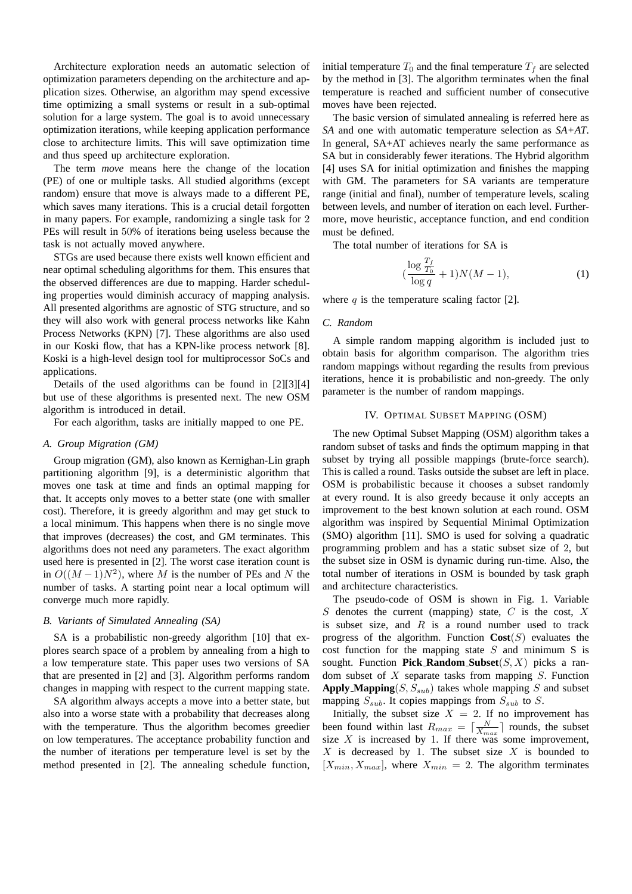Architecture exploration needs an automatic selection of optimization parameters depending on the architecture and application sizes. Otherwise, an algorithm may spend excessive time optimizing a small systems or result in a sub-optimal solution for a large system. The goal is to avoid unnecessary optimization iterations, while keeping application performance close to architecture limits. This will save optimization time and thus speed up architecture exploration.

The term *move* means here the change of the location (PE) of one or multiple tasks. All studied algorithms (except random) ensure that move is always made to a different PE, which saves many iterations. This is a crucial detail forgotten in many papers. For example, randomizing a single task for 2 PEs will result in 50% of iterations being useless because the task is not actually moved anywhere.

STGs are used because there exists well known efficient and near optimal scheduling algorithms for them. This ensures that the observed differences are due to mapping. Harder scheduling properties would diminish accuracy of mapping analysis. All presented algorithms are agnostic of STG structure, and so they will also work with general process networks like Kahn Process Networks (KPN) [7]. These algorithms are also used in our Koski flow, that has a KPN-like process network [8]. Koski is a high-level design tool for multiprocessor SoCs and applications.

Details of the used algorithms can be found in [2][3][4] but use of these algorithms is presented next. The new OSM algorithm is introduced in detail.

For each algorithm, tasks are initially mapped to one PE.

### A. Group Migration (GM)

Group migration (GM), also known as Kernighan-Lin graph partitioning algorithm [9], is a deterministic algorithm that moves one task at time and finds an optimal mapping for that. It accepts only moves to a better state (one with smaller cost). Therefore, it is greedy algorithm and may get stuck to a local minimum. This happens when there is no single move that improves (decreases) the cost, and GM terminates. This algorithms does not need any parameters. The exact algorithm used here is presented in [2]. The worst case iteration count is in $O((M-1)N^2)$, where $M$ is the number of PEs and $N$ the number of tasks. A starting point near a local optimum will converge much more rapidly.

### B. Variants of Simulated Annealing (SA)

SA is a probabilistic non-greedy algorithm [10] that explores search space of a problem by annealing from a high to a low temperature state. This paper uses two versions of SA that are presented in [2] and [3]. Algorithm performs random changes in mapping with respect to the current mapping state.

SA algorithm always accepts a move into a better state, but also into a worse state with a probability that decreases along with the temperature. Thus the algorithm becomes greedier on low temperatures. The acceptance probability function and the number of iterations per temperature level is set by the method presented in [2]. The annealing schedule function, initial temperature $T_0$ and the final temperature $T_f$ are selected by the method in [3]. The algorithm terminates when the final temperature is reached and sufficient number of consecutive moves have been rejected.

The basic version of simulated annealing is referred here as *SA* and one with automatic temperature selection as *SA+AT*. In general, SA+AT achieves nearly the same performance as SA but in considerably fewer iterations. The Hybrid algorithm [4] uses SA for initial optimization and finishes the mapping with GM. The parameters for SA variants are temperature range (initial and final), number of temperature levels, scaling between levels, and number of iteration on each level. Furthermore, move heuristic, acceptance function, and end condition must be defined.

The total number of iterations for SA is

$$(\frac{\log \frac{T_f}{T_0}}{\log q} + 1)N(M-1), \tag{1}$$

where $q$ is the temperature scaling factor [2].

### C. Random

A simple random mapping algorithm is included just to obtain basis for algorithm comparison. The algorithm tries random mappings without regarding the results from previous iterations, hence it is probabilistic and non-greedy. The only parameter is the number of random mappings.

## IV. Optimal Subset Mapping (OSM)

The new Optimal Subset Mapping (OSM) algorithm takes a random subset of tasks and finds the optimum mapping in that subset by trying all possible mappings (brute-force search). This is called a round. Tasks outside the subset are left in place. OSM is probabilistic because it chooses a subset randomly at every round. It is also greedy because it only accepts an improvement to the best known solution at each round. OSM algorithm was inspired by Sequential Minimal Optimization (SMO) algorithm [11]. SMO is used for solving a quadratic programming problem and has a static subset size of 2, but the subset size in OSM is dynamic during run-time. Also, the total number of iterations in OSM is bounded by task graph and architecture characteristics.

The pseudo-code of OSM is shown in Fig. 1. Variable $S$ denotes the current (mapping) state, $C$ is the cost, $X$ is subset size, and $R$ is a round number used to track progress of the algorithm. Function **Cost**($S$) evaluates the cost function for the mapping state $S$ and minimum S is sought. Function **Pick_Random_Subset**($S, X$) picks a random subset of $X$ separate tasks from mapping $S$. Function **Apply_Mapping**($S, S_{sub}$) takes whole mapping $S$ and subset mapping $S_{sub}$. It copies mappings from $S_{sub}$ to $S$.

Initially, the subset size $X = 2$. If no improvement has been found within last $R_{max} = \lceil \frac{N}{X_{max}} \rceil$ rounds, the subset size $X$ is increased by 1. If there was some improvement, $X$ is decreased by 1. The subset size $X$ is bounded to $[X_{min}, X_{max}]$, where $X_{min} = 2$. The algorithm terminates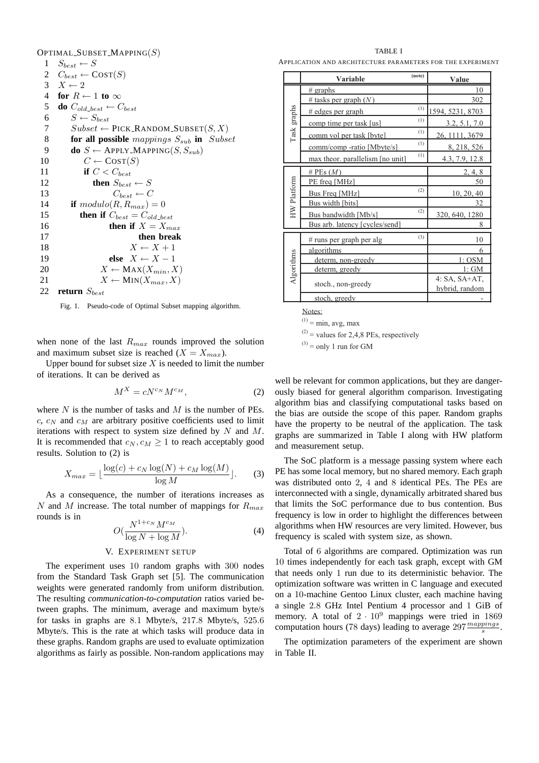```
OPTIMAL_SUBSET_MAPPING(S)
 1  S_best ← S
 2  C_best ← COST(S)
 3  X ← 2
 4  for R ← 1 to ∞
 5  do C_old_best ← C_best
 6     S ← S_best
 7     Subset ← PICK_RANDOM_SUBSET(S, X)
 8     for all possible mappings S_sub in Subset
 9     do S ← APPLY_MAPPING(S, S_sub)
10        C ← COST(S)
11        if C < C_best
12           then S_best ← S
13                C_best ← C
14     if modulo(R, R_max) = 0
15        then if C_best = C_old_best
16                then if X = X_max
17                        then break
18                     X ← X + 1
19                else X ← X − 1
20             X ← MAX(X_min, X)
21             X ← MIN(X_max, X)
22  return S_best
```

Fig. 1. Pseudo-code of Optimal Subset mapping algorithm.

when none of the last $R_{max}$ rounds improved the solution and maximum subset size is reached ($X = X_{max}$).

Upper bound for subset size $X$ is needed to limit the number of iterations. It can be derived as

$$M^X = cN^{c_N}M^{c_M}, \tag{2}$$

where $N$ is the number of tasks and $M$ is the number of PEs. $c$, $c_N$ and $c_M$ are arbitrary positive coefficients used to limit iterations with respect to system size defined by $N$ and $M$. It is recommended that $c_N, c_M \geq 1$ to reach acceptably good results. Solution to (2) is

$$X_{max} = \lfloor \frac{\log(c) + c_N \log(N) + c_M \log(M)}{\log M} \rfloor. \tag{3}$$

As a consequence, the number of iterations increases as $N$ and $M$ increase. The total number of mappings for $R_{max}$ rounds is in

$$O(\frac{N^{1+c_N}M^{c_M}}{\log N + \log M}). \tag{4}$$

## V. Experiment Setup

The experiment uses 10 random graphs with 300 nodes from the Standard Task Graph set [5]. The communication weights were generated randomly from uniform distribution. The resulting *communication-to-computation* ratios varied between graphs. The minimum, average and maximum byte/s for tasks in graphs are 8.1 Mbyte/s, 217.8 Mbyte/s, 525.6 Mbyte/s. This is the rate at which tasks will produce data in these graphs. Random graphs are used to evaluate optimization algorithms as fairly as possible. Non-random applications may well be relevant for common applications, but they are dangerously biased for general algorithm comparison. Investigating algorithm bias and classifying computational tasks based on the bias are outside the scope of this paper. Random graphs have the property to be neutral of the application. The task graphs are summarized in Table I along with HW platform and measurement setup.

TABLE I
Application and architecture parameters for the experiment

| | Variable | (note) | Value |
|---|---|---|---|
| Task graphs | # graphs | | 10 |
| | # tasks per graph ($N$) | | 302 |
| | # edges per graph | (1) | 1594, 5231, 8703 |
| | comp time per task [us] | (1) | 3.2, 5.1, 7.0 |
| | comm vol per task [byte] | (1) | 26, 1111, 3679 |
| | comm/comp -ratio [Mbyte/s] | (1) | 8, 218, 526 |
| | max theor. parallelism [no unit] | (1) | 4.3, 7.9, 12.8 |
| HW Platform | # PEs ($M$) | | 2, 4, 8 |
| | PE freq [MHz] | | 50 |
| | Bus Freq [MHz] | (2) | 10, 20, 40 |
| | Bus width [bits] | | 32 |
| | Bus bandwidth [Mb/s] | (2) | 320, 640, 1280 |
| | Bus arb. latency [cycles/send] | | 8 |
| Algorithms | # runs per graph per alg | (3) | 10 |
| | algorithms | | 6 |
| | determ. non-greedy | | 1: OSM |
| | determ. greedy | | 1: GM |
| | stoch., non-greedy | | 4: SA, SA+AT, hybrid, random |
| | stoch. greedy | | - |

Notes:
(1) = min, avg, max
(2) = values for 2,4,8 PEs, respectively
(3) = only 1 run for GM

The SoC platform is a message passing system where each PE has some local memory, but no shared memory. Each graph was distributed onto 2, 4 and 8 identical PEs. The PEs are interconnected with a single, dynamically arbitrated shared bus that limits the SoC performance due to bus contention. Bus frequency is low in order to highlight the differences between algorithms when HW resources are very limited. However, bus frequency is scaled with system size, as shown.

Total of 6 algorithms are compared. Optimization was run 10 times independently for each task graph, except with GM that needs only 1 run due to its deterministic behavior. The optimization software was written in C language and executed on a 10-machine Gentoo Linux cluster, each machine having a single 2.8 GHz Intel Pentium 4 processor and 1 GiB of memory. A total of $2 \cdot 10^9$ mappings were tried in 1869 computation hours (78 days) leading to average $297 \frac{mappings}{s}$.

The optimization parameters of the experiment are shown in Table II.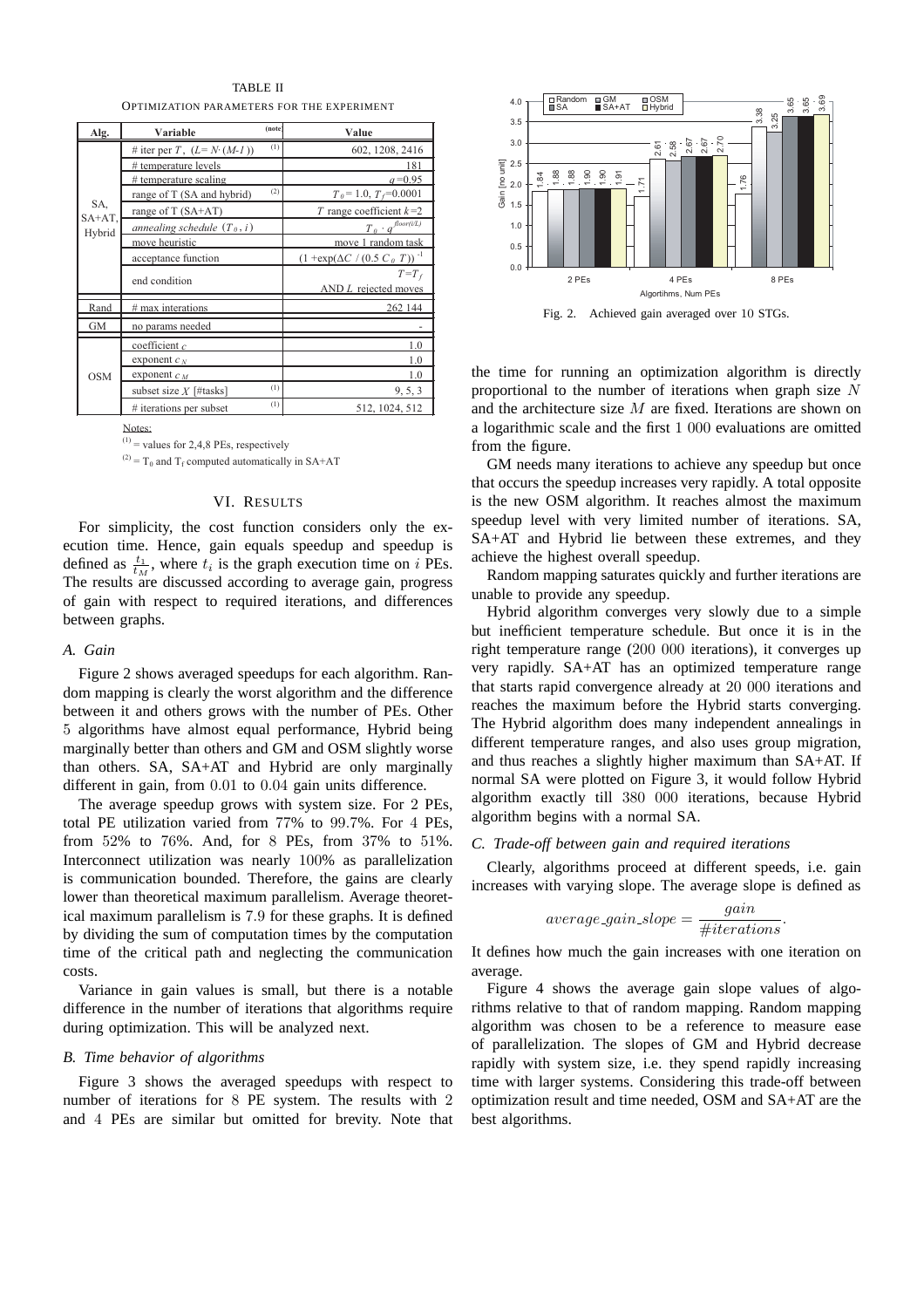TABLE II
OPTIMIZATION PARAMETERS FOR THE EXPERIMENT

| Alg. | Variable | (note) | Value |
|---|---|---|---|
| SA, SA+AT, Hybrid | # iter per $T$, ($L=N\cdot(M-1)$) | (1) | 602, 1208, 2416 |
| | # temperature levels | | 181 |
| | # temperature scaling | | $q$=0.95 |
| | range of T (SA and hybrid) | (2) | $T_0$= 1.0, $T_f$=0.0001 |
| | range of T (SA+AT) | | $T$ range coefficient $k$=2 |
| | *annealing schedule* ($T_0$, $i$) | | $T_0 \cdot q^{floor(i/L)}$ |
| | move heuristic | | move 1 random task |
| | acceptance function | | $(1+\exp(\Delta C\ /\ (0.5\ C_0\ T))^{-1}$ |
| | end condition | | $T=T_f$ AND $L$ rejected moves |
| Rand | # max interations | | 262 144 |
| GM | no params needed | | - |
| OSM | coefficient $c$ | | 1.0 |
| | exponent $c_N$ | | 1.0 |
| | exponent $c_M$ | | 1.0 |
| | subset size $X$ [#tasks] | (1) | 9, 5, 3 |
| | # iterations per subset | (1) | 512, 1024, 512 |

Notes:
(1) = values for 2,4,8 PEs, respectively
(2) = $T_0$ and $T_f$ computed automatically in SA+AT

Fig. 2. Achieved gain averaged over 10 STGs.

## VI. RESULTS

For simplicity, the cost function considers only the execution time. Hence, gain equals speedup and speedup is defined as $\frac{t_1}{t_M}$, where $t_i$ is the graph execution time on $i$ PEs. The results are discussed according to average gain, progress of gain with respect to required iterations, and differences between graphs.

### A. Gain

Figure 2 shows averaged speedups for each algorithm. Random mapping is clearly the worst algorithm and the difference between it and others grows with the number of PEs. Other 5 algorithms have almost equal performance, Hybrid being marginally better than others and GM and OSM slightly worse than others. SA, SA+AT and Hybrid are only marginally different in gain, from 0.01 to 0.04 gain units difference.

The average speedup grows with system size. For 2 PEs, total PE utilization varied from 77% to 99.7%. For 4 PEs, from 52% to 76%. And, for 8 PEs, from 37% to 51%. Interconnect utilization was nearly 100% as parallelization is communication bounded. Therefore, the gains are clearly lower than theoretical maximum parallelism. Average theoretical maximum parallelism is 7.9 for these graphs. It is defined by dividing the sum of computation times by the computation time of the critical path and neglecting the communication costs.

Variance in gain values is small, but there is a notable difference in the number of iterations that algorithms require during optimization. This will be analyzed next.

### B. Time behavior of algorithms

Figure 3 shows the averaged speedups with respect to number of iterations for 8 PE system. The results with 2 and 4 PEs are similar but omitted for brevity. Note that the time for running an optimization algorithm is directly proportional to the number of iterations when graph size $N$ and the architecture size $M$ are fixed. Iterations are shown on a logarithmic scale and the first 1 000 evaluations are omitted from the figure.

GM needs many iterations to achieve any speedup but once that occurs the speedup increases very rapidly. A total opposite is the new OSM algorithm. It reaches almost the maximum speedup level with very limited number of iterations. SA, SA+AT and Hybrid lie between these extremes, and they achieve the highest overall speedup.

Random mapping saturates quickly and further iterations are unable to provide any speedup.

Hybrid algorithm converges very slowly due to a simple but inefficient temperature schedule. But once it is in the right temperature range (200 000 iterations), it converges up very rapidly. SA+AT has an optimized temperature range that starts rapid convergence already at 20 000 iterations and reaches the maximum before the Hybrid starts converging. The Hybrid algorithm does many independent annealings in different temperature ranges, and also uses group migration, and thus reaches a slightly higher maximum than SA+AT. If normal SA were plotted on Figure 3, it would follow Hybrid algorithm exactly till 380 000 iterations, because Hybrid algorithm begins with a normal SA.

### C. Trade-off between gain and required iterations

Clearly, algorithms proceed at different speeds, i.e. gain increases with varying slope. The average slope is defined as

$$average\_gain\_slope = \frac{gain}{\#iterations}.$$

It defines how much the gain increases with one iteration on average.

Figure 4 shows the average gain slope values of algorithms relative to that of random mapping. Random mapping algorithm was chosen to be a reference to measure ease of parallelization. The slopes of GM and Hybrid decrease rapidly with system size, i.e. they spend rapidly increasing time with larger systems. Considering this trade-off between optimization result and time needed, OSM and SA+AT are the best algorithms.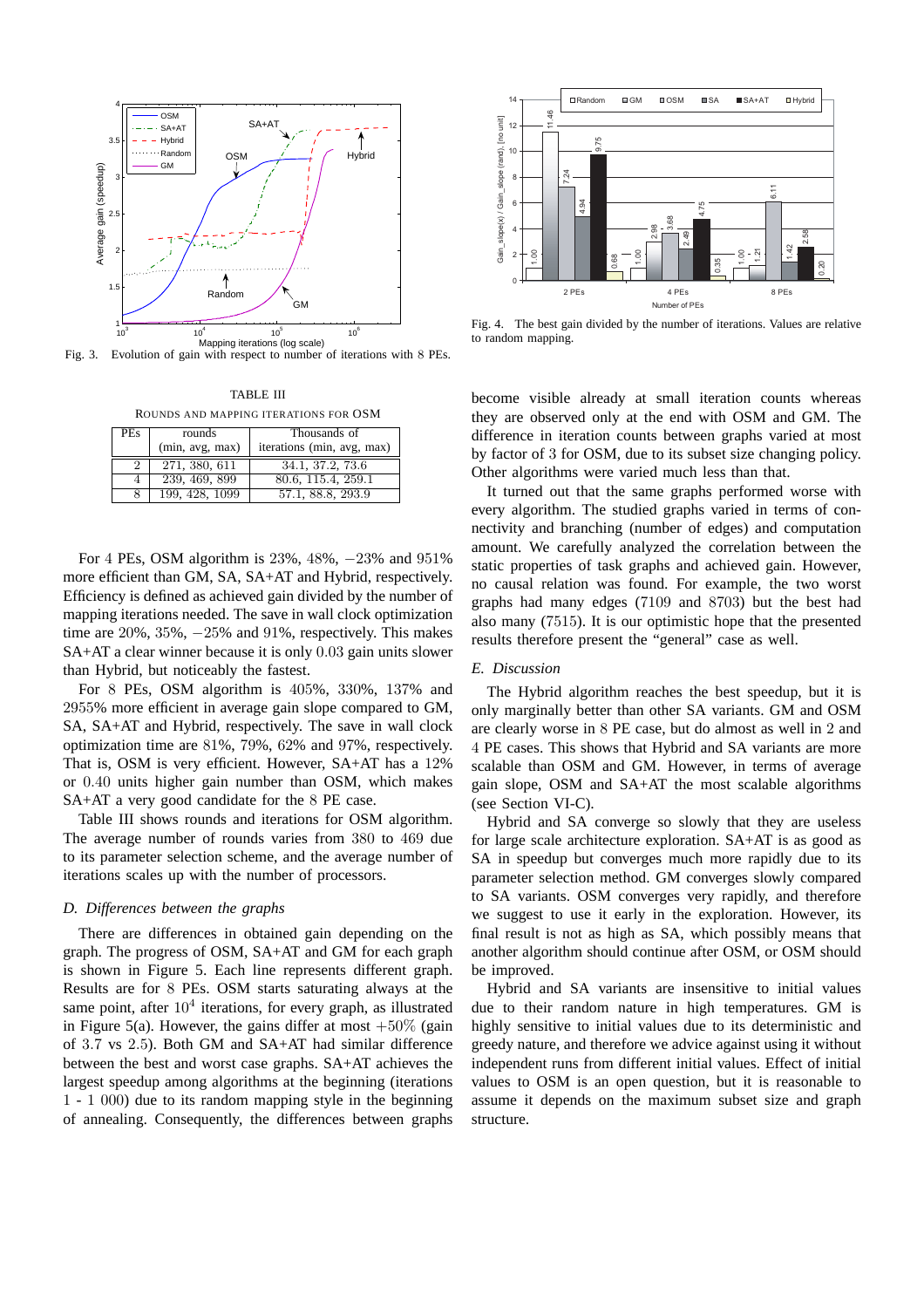Fig. 3. Evolution of gain with respect to number of iterations with 8 PEs.

TABLE III

ROUNDS AND MAPPING ITERATIONS FOR OSM

| PEs | rounds (min, avg, max) | Thousands of iterations (min, avg, max) |
|---|---|---|
| 2 | 271, 380, 611 | 34.1, 37.2, 73.6 |
| 4 | 239, 469, 899 | 80.6, 115.4, 259.1 |
| 8 | 199, 428, 1099 | 57.1, 88.8, 293.9 |

For 4 PEs, OSM algorithm is 23%, 48%, −23% and 951% more efficient than GM, SA, SA+AT and Hybrid, respectively. Efficiency is defined as achieved gain divided by the number of mapping iterations needed. The save in wall clock optimization time are 20%, 35%, −25% and 91%, respectively. This makes SA+AT a clear winner because it is only 0.03 gain units slower than Hybrid, but noticeably the fastest.

For 8 PEs, OSM algorithm is 405%, 330%, 137% and 2955% more efficient in average gain slope compared to GM, SA, SA+AT and Hybrid, respectively. The save in wall clock optimization time are 81%, 79%, 62% and 97%, respectively. That is, OSM is very efficient. However, SA+AT has a 12% or 0.40 units higher gain number than OSM, which makes SA+AT a very good candidate for the 8 PE case.

Table III shows rounds and iterations for OSM algorithm. The average number of rounds varies from 380 to 469 due to its parameter selection scheme, and the average number of iterations scales up with the number of processors.

### *D. Differences between the graphs*

There are differences in obtained gain depending on the graph. The progress of OSM, SA+AT and GM for each graph is shown in Figure 5. Each line represents different graph. Results are for 8 PEs. OSM starts saturating always at the same point, after $10^4$ iterations, for every graph, as illustrated in Figure 5(a). However, the gains differ at most $+50\%$ (gain of 3.7 vs 2.5). Both GM and SA+AT had similar difference between the best and worst case graphs. SA+AT achieves the largest speedup among algorithms at the beginning (iterations 1 - 1 000) due to its random mapping style in the beginning of annealing. Consequently, the differences between graphs become visible already at small iteration counts whereas they are observed only at the end with OSM and GM. The difference in iteration counts between graphs varied at most by factor of 3 for OSM, due to its subset size changing policy. Other algorithms were varied much less than that.

It turned out that the same graphs performed worse with every algorithm. The studied graphs varied in terms of connectivity and branching (number of edges) and computation amount. We carefully analyzed the correlation between the static properties of task graphs and achieved gain. However, no causal relation was found. For example, the two worst graphs had many edges (7109 and 8703) but the best had also many (7515). It is our optimistic hope that the presented results therefore present the "general" case as well.

Fig. 4. The best gain divided by the number of iterations. Values are relative to random mapping.

### *E. Discussion*

The Hybrid algorithm reaches the best speedup, but it is only marginally better than other SA variants. GM and OSM are clearly worse in 8 PE case, but do almost as well in 2 and 4 PE cases. This shows that Hybrid and SA variants are more scalable than OSM and GM. However, in terms of average gain slope, OSM and SA+AT the most scalable algorithms (see Section VI-C).

Hybrid and SA converge so slowly that they are useless for large scale architecture exploration. SA+AT is as good as SA in speedup but converges much more rapidly due to its parameter selection method. GM converges slowly compared to SA variants. OSM converges very rapidly, and therefore we suggest to use it early in the exploration. However, its final result is not as high as SA, which possibly means that another algorithm should continue after OSM, or OSM should be improved.

Hybrid and SA variants are insensitive to initial values due to their random nature in high temperatures. GM is highly sensitive to initial values due to its deterministic and greedy nature, and therefore we advice against using it without independent runs from different initial values. Effect of initial values to OSM is an open question, but it is reasonable to assume it depends on the maximum subset size and graph structure.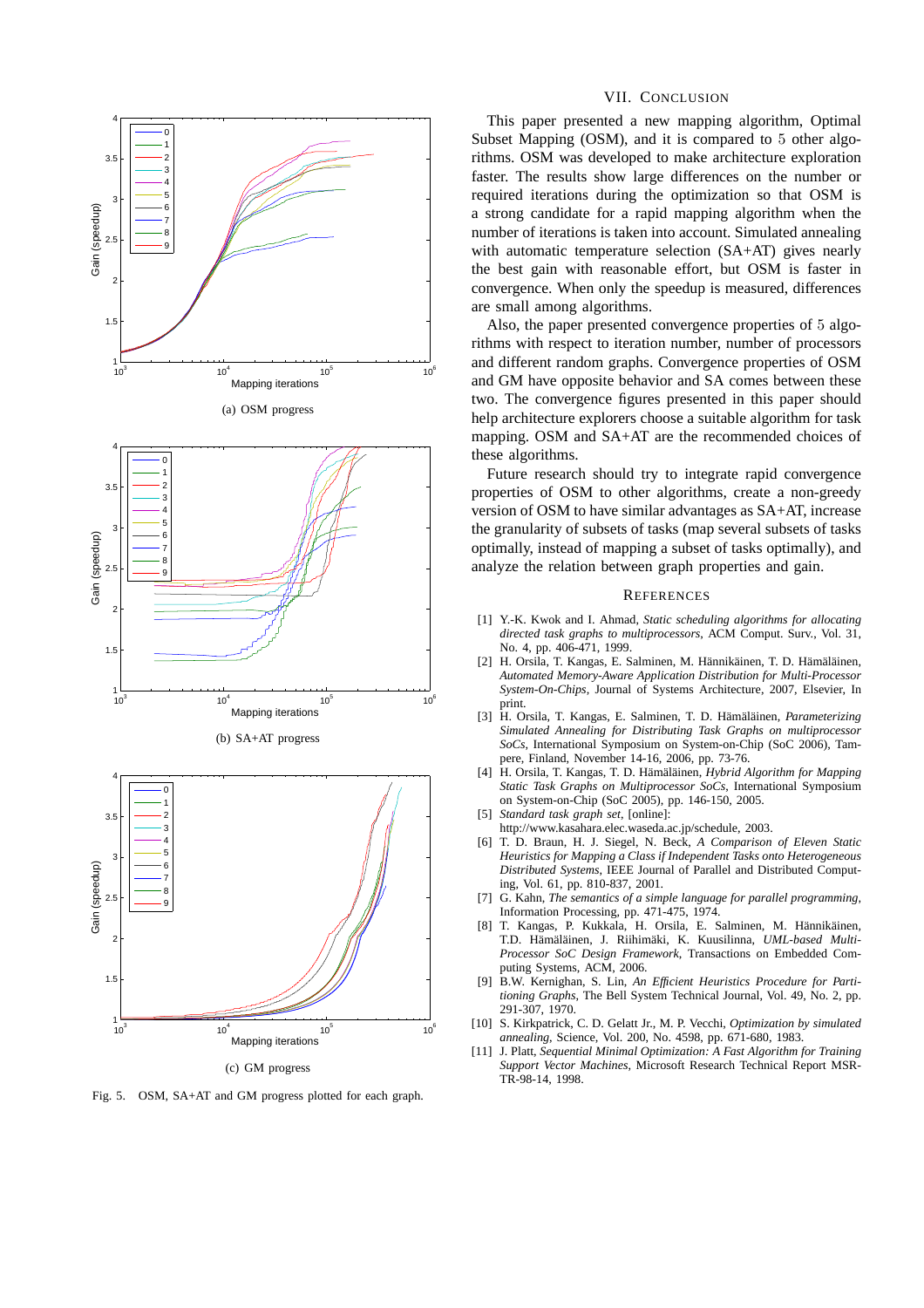Gain (speedup)

Mapping iterations

(a) OSM progress

Gain (speedup)

Mapping iterations

(b) SA+AT progress

Gain (speedup)

Mapping iterations

(c) GM progress

Fig. 5. OSM, SA+AT and GM progress plotted for each graph.

## VII. Conclusion

This paper presented a new mapping algorithm, Optimal Subset Mapping (OSM), and it is compared to 5 other algorithms. OSM was developed to make architecture exploration faster. The results show large differences on the number or required iterations during the optimization so that OSM is a strong candidate for a rapid mapping algorithm when the number of iterations is taken into account. Simulated annealing with automatic temperature selection (SA+AT) gives nearly the best gain with reasonable effort, but OSM is faster in convergence. When only the speedup is measured, differences are small among algorithms.

Also, the paper presented convergence properties of 5 algorithms with respect to iteration number, number of processors and different random graphs. Convergence properties of OSM and GM have opposite behavior and SA comes between these two. The convergence figures presented in this paper should help architecture explorers choose a suitable algorithm for task mapping. OSM and SA+AT are the recommended choices of these algorithms.

Future research should try to integrate rapid convergence properties of OSM to other algorithms, create a non-greedy version of OSM to have similar advantages as SA+AT, increase the granularity of subsets of tasks (map several subsets of tasks optimally, instead of mapping a subset of tasks optimally), and analyze the relation between graph properties and gain.

## References

[1] Y.-K. Kwok and I. Ahmad, *Static scheduling algorithms for allocating directed task graphs to multiprocessors*, ACM Comput. Surv., Vol. 31, No. 4, pp. 406-471, 1999.

[2] H. Orsila, T. Kangas, E. Salminen, M. Hännikäinen, T. D. Hämäläinen, *Automated Memory-Aware Application Distribution for Multi-Processor System-On-Chips*, Journal of Systems Architecture, 2007, Elsevier, In print.

[3] H. Orsila, T. Kangas, E. Salminen, T. D. Hämäläinen, *Parameterizing Simulated Annealing for Distributing Task Graphs on multiprocessor SoCs*, International Symposium on System-on-Chip (SoC 2006), Tampere, Finland, November 14-16, 2006, pp. 73-76.

[4] H. Orsila, T. Kangas, T. D. Hämäläinen, *Hybrid Algorithm for Mapping Static Task Graphs on Multiprocessor SoCs*, International Symposium on System-on-Chip (SoC 2005), pp. 146-150, 2005.

[5] *Standard task graph set*, [online]: http://www.kasahara.elec.waseda.ac.jp/schedule, 2003.

[6] T. D. Braun, H. J. Siegel, N. Beck, *A Comparison of Eleven Static Heuristics for Mapping a Class if Independent Tasks onto Heterogeneous Distributed Systems*, IEEE Journal of Parallel and Distributed Computing, Vol. 61, pp. 810-837, 2001.

[7] G. Kahn, *The semantics of a simple language for parallel programming*, Information Processing, pp. 471-475, 1974.

[8] T. Kangas, P. Kukkala, H. Orsila, E. Salminen, M. Hännikäinen, T.D. Hämäläinen, J. Riihimäki, K. Kuusilinna, *UML-based Multi-Processor SoC Design Framework*, Transactions on Embedded Computing Systems, ACM, 2006.

[9] B.W. Kernighan, S. Lin, *An Efficient Heuristics Procedure for Partitioning Graphs*, The Bell System Technical Journal, Vol. 49, No. 2, pp. 291-307, 1970.

[10] S. Kirkpatrick, C. D. Gelatt Jr., M. P. Vecchi, *Optimization by simulated annealing*, Science, Vol. 200, No. 4598, pp. 671-680, 1983.

[11] J. Platt, *Sequential Minimal Optimization: A Fast Algorithm for Training Support Vector Machines*, Microsoft Research Technical Report MSR-TR-98-14, 1998.